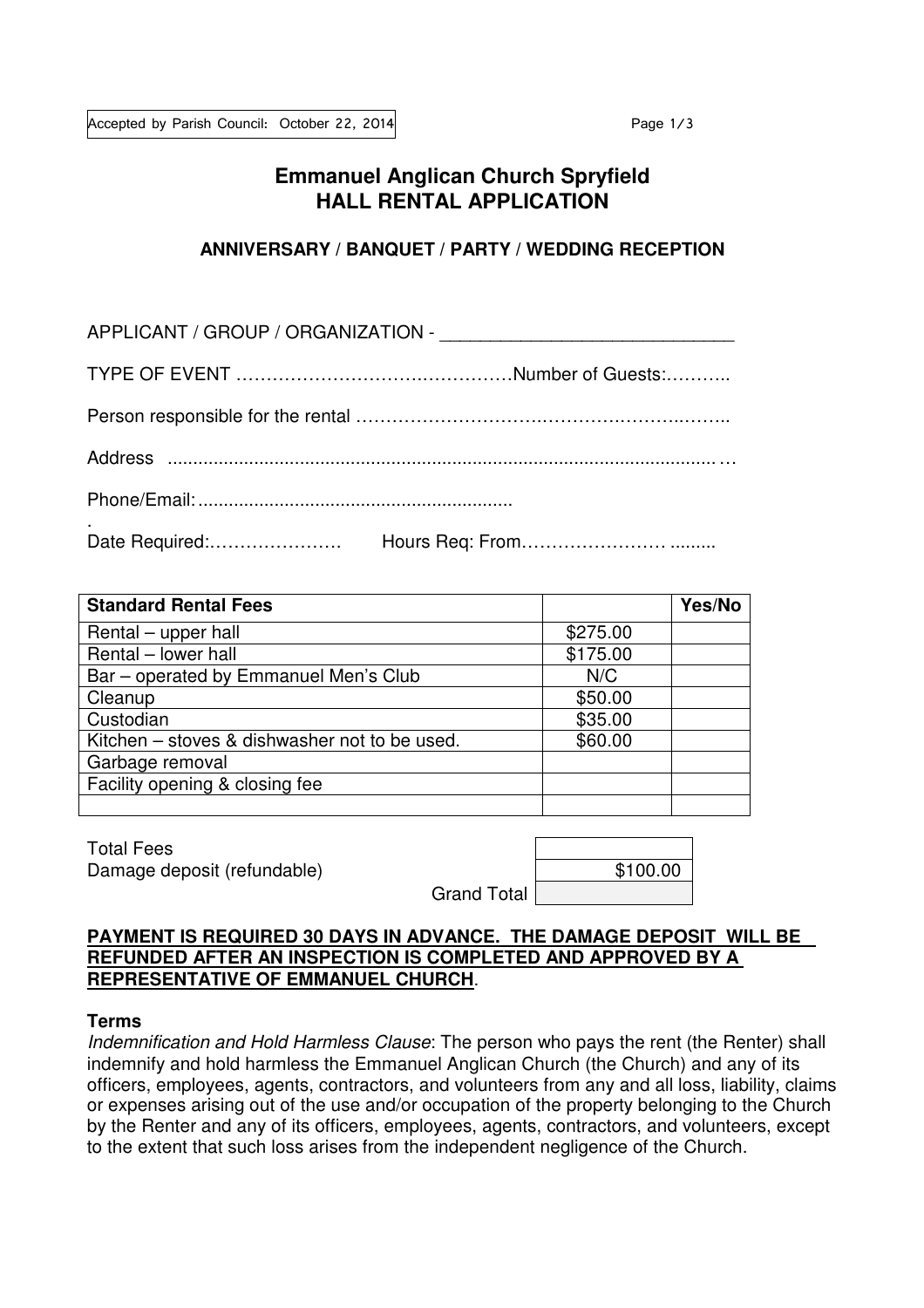Accepted by Parish Council: October 22, 2014

# Emmanuel Anglican Church Spryfield
# HALL RENTAL APPLICATION

### ANNIVERSARY / BANQUET / PARTY / WEDDING RECEPTION

APPLICANT / GROUP / ORGANIZATION - ____________________________

TYPE OF EVENT ……………………………………… Number of Guests:………..

Person responsible for the rental …………………………………………………..……..

Address ...........................................................................................................…

Phone/Email: .............................................................

.
Date Required:…………………  Hours Req: From…………………… .........

| Standard Rental Fees | | Yes/No |
|---|---|---|
| Rental – upper hall | $275.00 | |
| Rental – lower hall | $175.00 | |
| Bar – operated by Emmanuel Men's Club | N/C | |
| Cleanup | $50.00 | |
| Custodian | $35.00 | |
| Kitchen – stoves & dishwasher not to be used. | $60.00 | |
| Garbage removal | | |
| Facility opening & closing fee | | |
| | | |

| | |
|---|---|
| Total Fees | |
| Damage deposit (refundable) | $100.00 |
| Grand Total | |

**PAYMENT IS REQUIRED 30 DAYS IN ADVANCE. THE DAMAGE DEPOSIT WILL BE REFUNDED AFTER AN INSPECTION IS COMPLETED AND APPROVED BY A REPRESENTATIVE OF EMMANUEL CHURCH**.

**Terms**

*Indemnification and Hold Harmless Clause*: The person who pays the rent (the Renter) shall indemnify and hold harmless the Emmanuel Anglican Church (the Church) and any of its officers, employees, agents, contractors, and volunteers from any and all loss, liability, claims or expenses arising out of the use and/or occupation of the property belonging to the Church by the Renter and any of its officers, employees, agents, contractors, and volunteers, except to the extent that such loss arises from the independent negligence of the Church.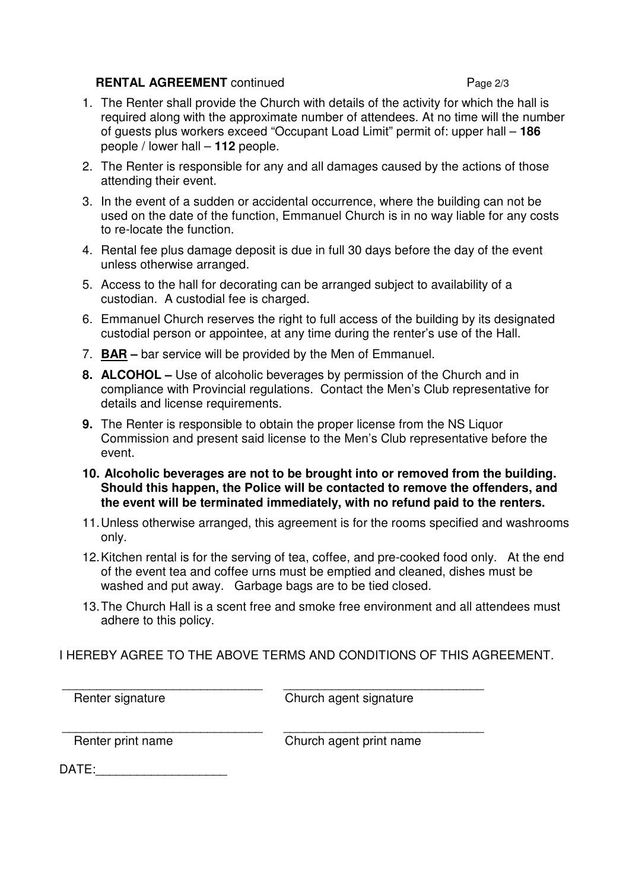**RENTAL AGREEMENT** continued

1. The Renter shall provide the Church with details of the activity for which the hall is required along with the approximate number of attendees. At no time will the number of guests plus workers exceed "Occupant Load Limit" permit of: upper hall – **186** people / lower hall – **112** people.
2. The Renter is responsible for any and all damages caused by the actions of those attending their event.
3. In the event of a sudden or accidental occurrence, where the building can not be used on the date of the function, Emmanuel Church is in no way liable for any costs to re-locate the function.
4. Rental fee plus damage deposit is due in full 30 days before the day of the event unless otherwise arranged.
5. Access to the hall for decorating can be arranged subject to availability of a custodian. A custodial fee is charged.
6. Emmanuel Church reserves the right to full access of the building by its designated custodial person or appointee, at any time during the renter's use of the Hall.
7. **BAR –** bar service will be provided by the Men of Emmanuel.
8. **ALCOHOL –** Use of alcoholic beverages by permission of the Church and in compliance with Provincial regulations. Contact the Men's Club representative for details and license requirements.
9. The Renter is responsible to obtain the proper license from the NS Liquor Commission and present said license to the Men's Club representative before the event.
10. **Alcoholic beverages are not to be brought into or removed from the building. Should this happen, the Police will be contacted to remove the offenders, and the event will be terminated immediately, with no refund paid to the renters.**
11. Unless otherwise arranged, this agreement is for the rooms specified and washrooms only.
12. Kitchen rental is for the serving of tea, coffee, and pre-cooked food only. At the end of the event tea and coffee urns must be emptied and cleaned, dishes must be washed and put away. Garbage bags are to be tied closed.
13. The Church Hall is a scent free and smoke free environment and all attendees must adhere to this policy.

I HEREBY AGREE TO THE ABOVE TERMS AND CONDITIONS OF THIS AGREEMENT.

_____________________________ Renter signature

_____________________________ Church agent signature

_____________________________ Renter print name

_____________________________ Church agent print name

DATE:___________________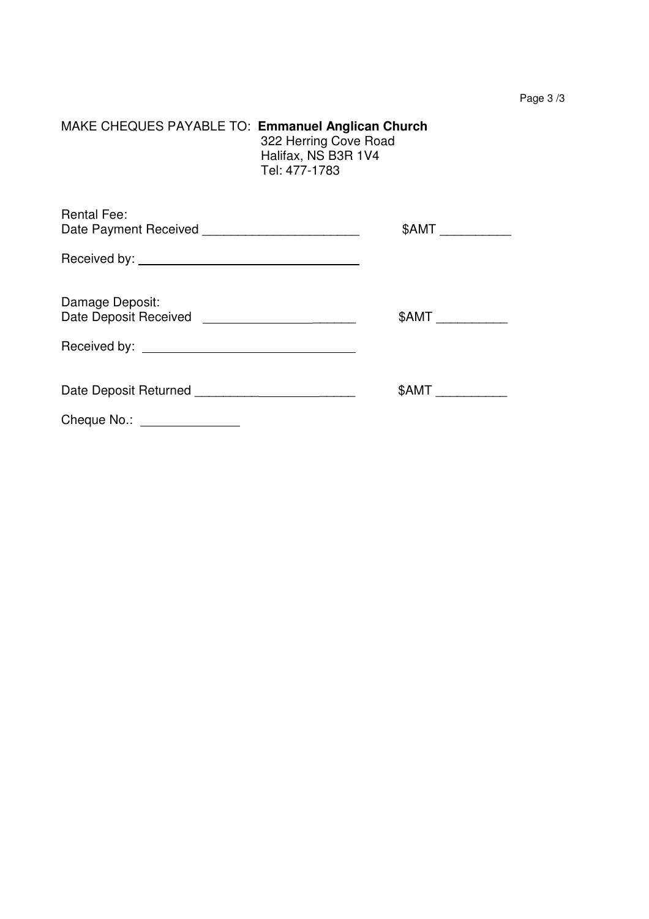MAKE CHEQUES PAYABLE TO: **Emmanuel Anglican Church**
322 Herring Cove Road
Halifax, NS B3R 1V4
Tel: 477-1783

Rental Fee:
Date Payment Received ______________________ $AMT __________

Received by: ______________________________

Damage Deposit:
Date Deposit Received ______________________ $AMT __________

Received by: ______________________________

Date Deposit Returned ______________________ $AMT __________

Cheque No.: ______________